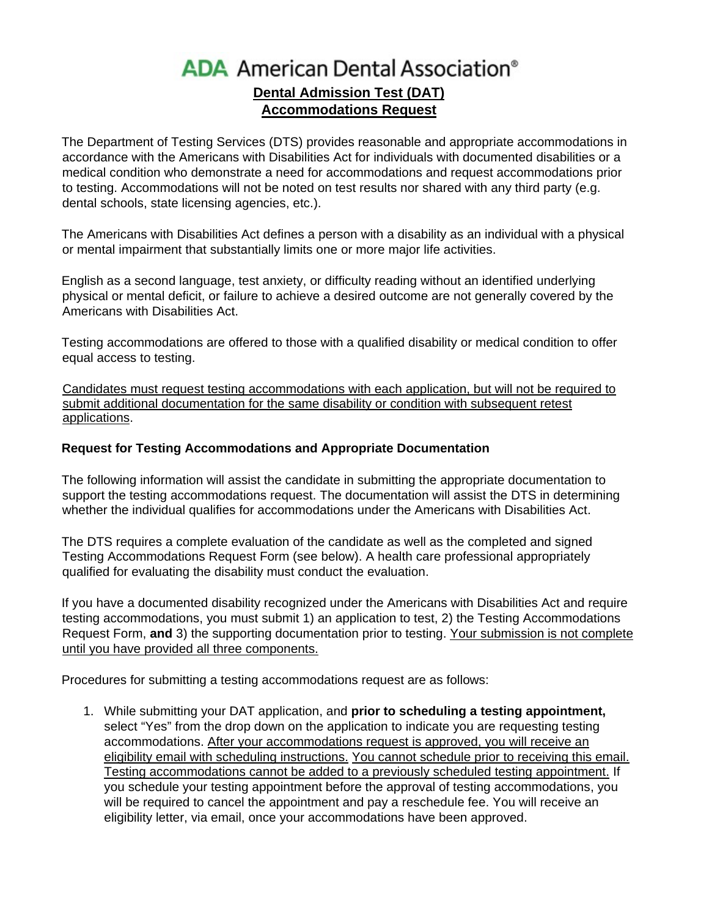# ADA American Dental Association®

## Dental Admission Test (DAT)
## Accommodations Request

The Department of Testing Services (DTS) provides reasonable and appropriate accommodations in accordance with the Americans with Disabilities Act for individuals with documented disabilities or a medical condition who demonstrate a need for accommodations and request accommodations prior to testing. Accommodations will not be noted on test results nor shared with any third party (e.g. dental schools, state licensing agencies, etc.).

The Americans with Disabilities Act defines a person with a disability as an individual with a physical or mental impairment that substantially limits one or more major life activities.

English as a second language, test anxiety, or difficulty reading without an identified underlying physical or mental deficit, or failure to achieve a desired outcome are not generally covered by the Americans with Disabilities Act.

Testing accommodations are offered to those with a qualified disability or medical condition to offer equal access to testing.

Candidates must request testing accommodations with each application, but will not be required to submit additional documentation for the same disability or condition with subsequent retest applications.

**Request for Testing Accommodations and Appropriate Documentation**

The following information will assist the candidate in submitting the appropriate documentation to support the testing accommodations request. The documentation will assist the DTS in determining whether the individual qualifies for accommodations under the Americans with Disabilities Act.

The DTS requires a complete evaluation of the candidate as well as the completed and signed Testing Accommodations Request Form (see below). A health care professional appropriately qualified for evaluating the disability must conduct the evaluation.

If you have a documented disability recognized under the Americans with Disabilities Act and require testing accommodations, you must submit 1) an application to test, 2) the Testing Accommodations Request Form, **and** 3) the supporting documentation prior to testing. Your submission is not complete until you have provided all three components.

Procedures for submitting a testing accommodations request are as follows:

1. While submitting your DAT application, and **prior to scheduling a testing appointment,** select "Yes" from the drop down on the application to indicate you are requesting testing accommodations. After your accommodations request is approved, you will receive an eligibility email with scheduling instructions. You cannot schedule prior to receiving this email. Testing accommodations cannot be added to a previously scheduled testing appointment. If you schedule your testing appointment before the approval of testing accommodations, you will be required to cancel the appointment and pay a reschedule fee. You will receive an eligibility letter, via email, once your accommodations have been approved.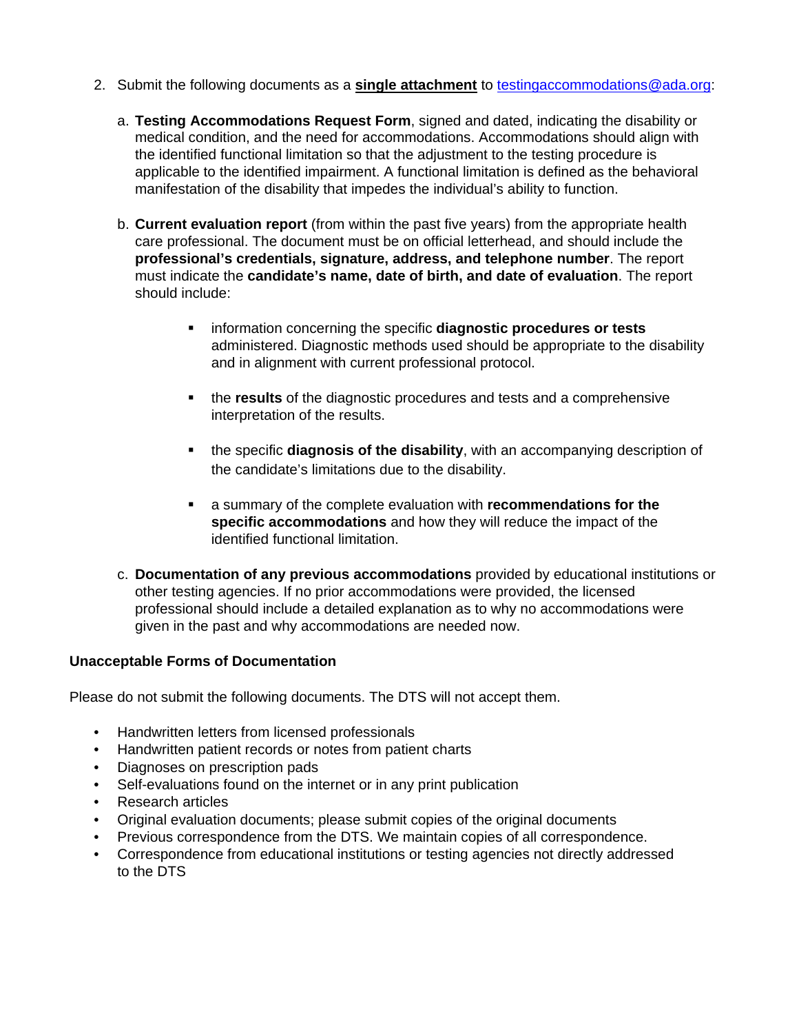2. Submit the following documents as a **single attachment** to testingaccommodations@ada.org:

   a. **Testing Accommodations Request Form**, signed and dated, indicating the disability or medical condition, and the need for accommodations. Accommodations should align with the identified functional limitation so that the adjustment to the testing procedure is applicable to the identified impairment. A functional limitation is defined as the behavioral manifestation of the disability that impedes the individual's ability to function.

   b. **Current evaluation report** (from within the past five years) from the appropriate health care professional. The document must be on official letterhead, and should include the **professional's credentials, signature, address, and telephone number**. The report must indicate the **candidate's name, date of birth, and date of evaluation**. The report should include:

      - information concerning the specific **diagnostic procedures or tests** administered. Diagnostic methods used should be appropriate to the disability and in alignment with current professional protocol.
      - the **results** of the diagnostic procedures and tests and a comprehensive interpretation of the results.
      - the specific **diagnosis of the disability**, with an accompanying description of the candidate's limitations due to the disability.
      - a summary of the complete evaluation with **recommendations for the specific accommodations** and how they will reduce the impact of the identified functional limitation.

   c. **Documentation of any previous accommodations** provided by educational institutions or other testing agencies. If no prior accommodations were provided, the licensed professional should include a detailed explanation as to why no accommodations were given in the past and why accommodations are needed now.

**Unacceptable Forms of Documentation**

Please do not submit the following documents. The DTS will not accept them.

- Handwritten letters from licensed professionals
- Handwritten patient records or notes from patient charts
- Diagnoses on prescription pads
- Self-evaluations found on the internet or in any print publication
- Research articles
- Original evaluation documents; please submit copies of the original documents
- Previous correspondence from the DTS. We maintain copies of all correspondence.
- Correspondence from educational institutions or testing agencies not directly addressed to the DTS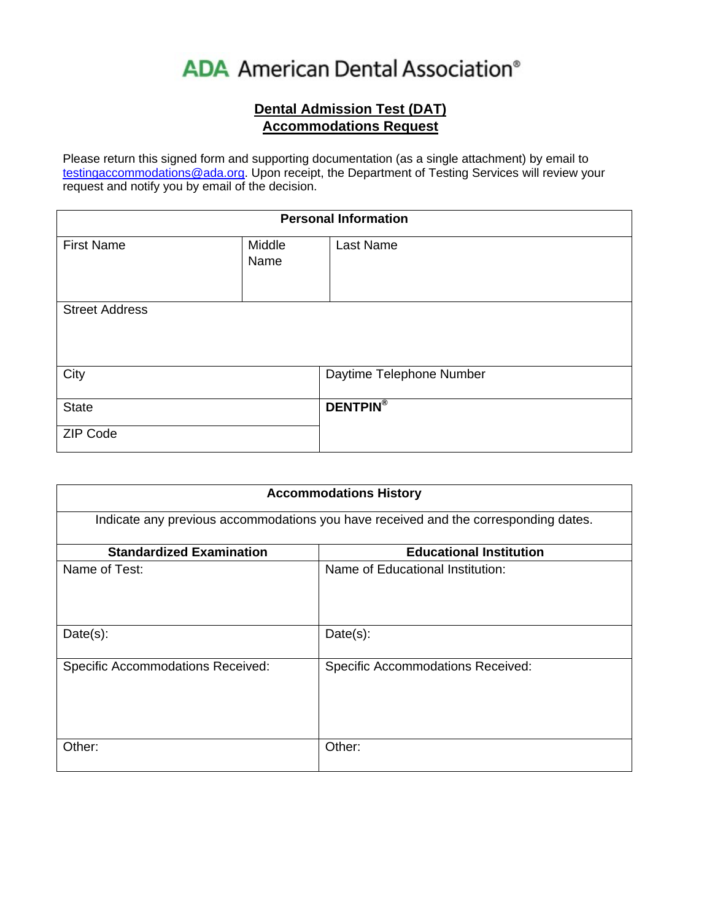ADA American Dental Association®

## Dental Admission Test (DAT) Accommodations Request

Please return this signed form and supporting documentation (as a single attachment) by email to testingaccommodations@ada.org. Upon receipt, the Department of Testing Services will review your request and notify you by email of the decision.

| Personal Information | | |
|---|---|---|
| First Name | Middle Name | Last Name |
| Street Address | | |
| City | Daytime Telephone Number | |
| State | DENTPIN® | |
| ZIP Code | | |

| Accommodations History | |
|---|---|
| Indicate any previous accommodations you have received and the corresponding dates. | |
| **Standardized Examination** | **Educational Institution** |
| Name of Test: | Name of Educational Institution: |
| Date(s): | Date(s): |
| Specific Accommodations Received: | Specific Accommodations Received: |
| Other: | Other: |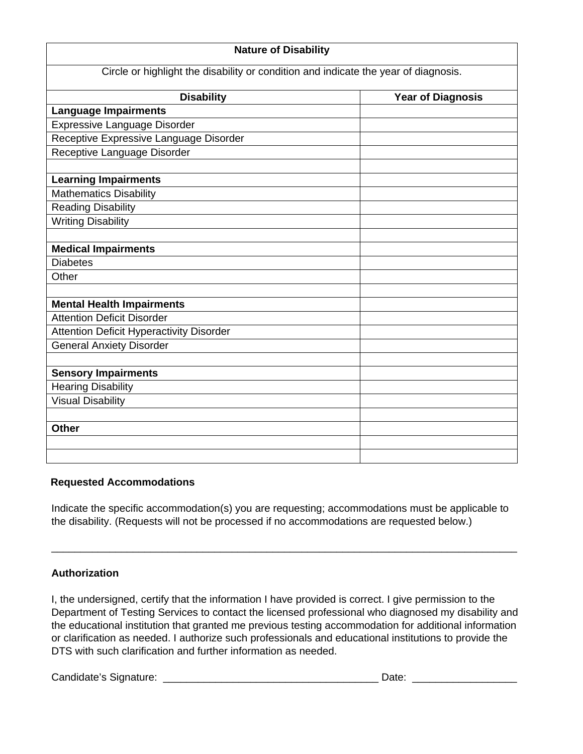| Nature of Disability | |
|---|---|
| Circle or highlight the disability or condition and indicate the year of diagnosis. | |
| **Disability** | **Year of Diagnosis** |
| **Language Impairments** | |
| Expressive Language Disorder | |
| Receptive Expressive Language Disorder | |
| Receptive Language Disorder | |
| | |
| **Learning Impairments** | |
| Mathematics Disability | |
| Reading Disability | |
| Writing Disability | |
| | |
| **Medical Impairments** | |
| Diabetes | |
| Other | |
| | |
| **Mental Health Impairments** | |
| Attention Deficit Disorder | |
| Attention Deficit Hyperactivity Disorder | |
| General Anxiety Disorder | |
| | |
| **Sensory Impairments** | |
| Hearing Disability | |
| Visual Disability | |
| | |
| **Other** | |
| | |
| | |

**Requested Accommodations**

Indicate the specific accommodation(s) you are requesting; accommodations must be applicable to the disability. (Requests will not be processed if no accommodations are requested below.)

________________________________________________________________________________

**Authorization**

I, the undersigned, certify that the information I have provided is correct. I give permission to the Department of Testing Services to contact the licensed professional who diagnosed my disability and the educational institution that granted me previous testing accommodation for additional information or clarification as needed. I authorize such professionals and educational institutions to provide the DTS with such clarification and further information as needed.

Candidate's Signature: _____________________________________ Date: __________________